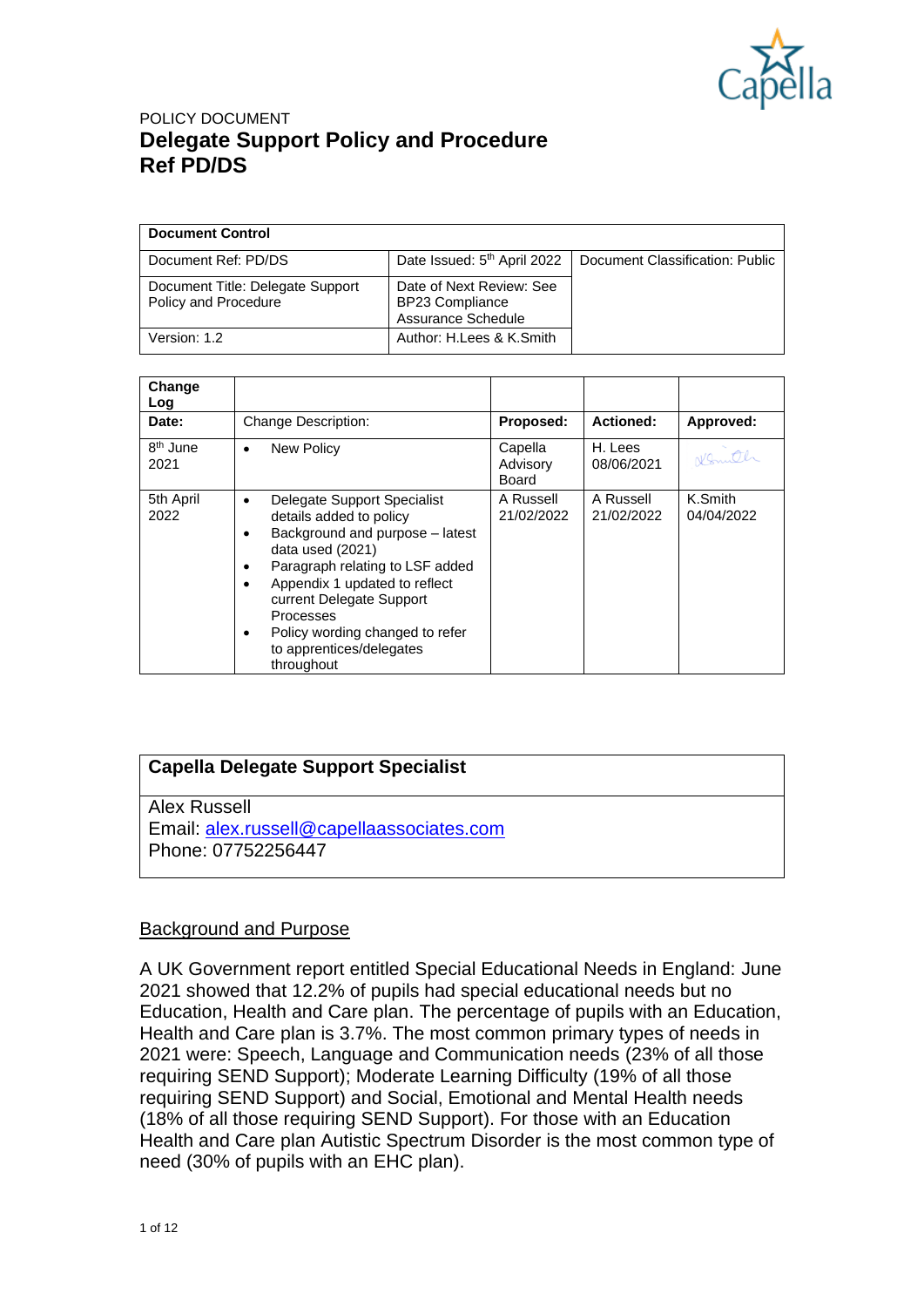POLICY DOCUMENT

# Delegate Support Policy and Procedure
# Ref PD/DS

| **Document Control** | | |
|---|---|---|
| Document Ref: PD/DS | Date Issued: 5th April 2022 | Document Classification: Public |
| Document Title: Delegate Support Policy and Procedure | Date of Next Review: See BP23 Compliance Assurance Schedule | |
| Version: 1.2 | Author: H.Lees & K.Smith | |

| **Change Log** | | | | |
|---|---|---|---|---|
| **Date:** | Change Description: | **Proposed:** | **Actioned:** | **Approved:** |
| 8th June 2021 | • New Policy | Capella Advisory Board | H. Lees 08/06/2021 | |
| 5th April 2022 | • Delegate Support Specialist details added to policy<br>• Background and purpose – latest data used (2021)<br>• Paragraph relating to LSF added<br>• Appendix 1 updated to reflect current Delegate Support Processes<br>• Policy wording changed to refer to apprentices/delegates throughout | A Russell 21/02/2022 | A Russell 21/02/2022 | K.Smith 04/04/2022 |

| **Capella Delegate Support Specialist** |
|---|
| Alex Russell<br>Email: alex.russell@capellaassociates.com<br>Phone: 07752256447 |

## Background and Purpose

A UK Government report entitled Special Educational Needs in England: June 2021 showed that 12.2% of pupils had special educational needs but no Education, Health and Care plan. The percentage of pupils with an Education, Health and Care plan is 3.7%. The most common primary types of needs in 2021 were: Speech, Language and Communication needs (23% of all those requiring SEND Support); Moderate Learning Difficulty (19% of all those requiring SEND Support) and Social, Emotional and Mental Health needs (18% of all those requiring SEND Support). For those with an Education Health and Care plan Autistic Spectrum Disorder is the most common type of need (30% of pupils with an EHC plan).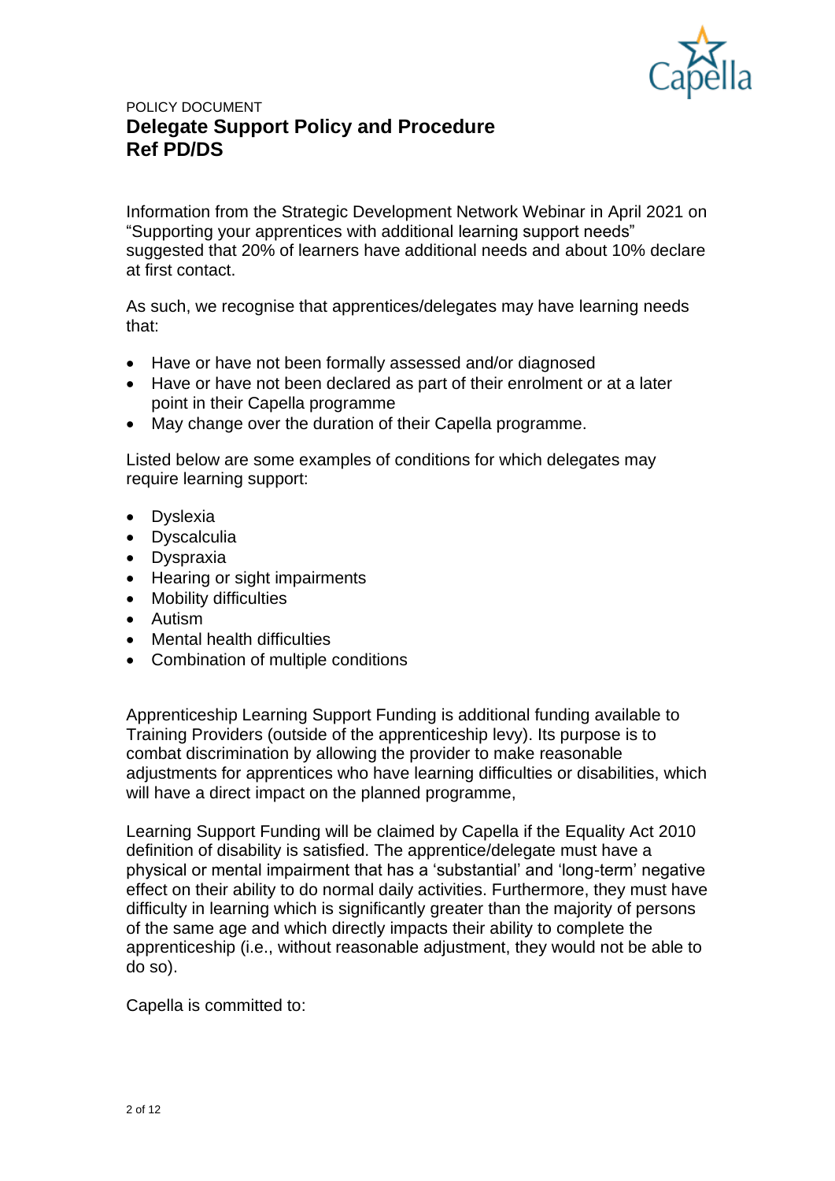POLICY DOCUMENT

# Delegate Support Policy and Procedure
# Ref PD/DS

Information from the Strategic Development Network Webinar in April 2021 on "Supporting your apprentices with additional learning support needs" suggested that 20% of learners have additional needs and about 10% declare at first contact.

As such, we recognise that apprentices/delegates may have learning needs that:

- Have or have not been formally assessed and/or diagnosed
- Have or have not been declared as part of their enrolment or at a later point in their Capella programme
- May change over the duration of their Capella programme.

Listed below are some examples of conditions for which delegates may require learning support:

- Dyslexia
- Dyscalculia
- Dyspraxia
- Hearing or sight impairments
- Mobility difficulties
- Autism
- Mental health difficulties
- Combination of multiple conditions

Apprenticeship Learning Support Funding is additional funding available to Training Providers (outside of the apprenticeship levy). Its purpose is to combat discrimination by allowing the provider to make reasonable adjustments for apprentices who have learning difficulties or disabilities, which will have a direct impact on the planned programme,

Learning Support Funding will be claimed by Capella if the Equality Act 2010 definition of disability is satisfied. The apprentice/delegate must have a physical or mental impairment that has a 'substantial' and 'long-term' negative effect on their ability to do normal daily activities. Furthermore, they must have difficulty in learning which is significantly greater than the majority of persons of the same age and which directly impacts their ability to complete the apprenticeship (i.e., without reasonable adjustment, they would not be able to do so).

Capella is committed to: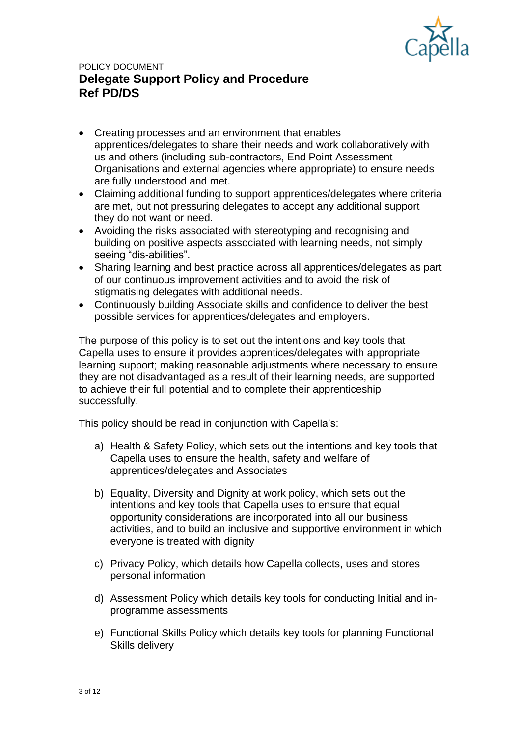- Creating processes and an environment that enables apprentices/delegates to share their needs and work collaboratively with us and others (including sub-contractors, End Point Assessment Organisations and external agencies where appropriate) to ensure needs are fully understood and met.
- Claiming additional funding to support apprentices/delegates where criteria are met, but not pressuring delegates to accept any additional support they do not want or need.
- Avoiding the risks associated with stereotyping and recognising and building on positive aspects associated with learning needs, not simply seeing "dis-abilities".
- Sharing learning and best practice across all apprentices/delegates as part of our continuous improvement activities and to avoid the risk of stigmatising delegates with additional needs.
- Continuously building Associate skills and confidence to deliver the best possible services for apprentices/delegates and employers.

The purpose of this policy is to set out the intentions and key tools that Capella uses to ensure it provides apprentices/delegates with appropriate learning support; making reasonable adjustments where necessary to ensure they are not disadvantaged as a result of their learning needs, are supported to achieve their full potential and to complete their apprenticeship successfully.

This policy should be read in conjunction with Capella's:

a) Health & Safety Policy, which sets out the intentions and key tools that Capella uses to ensure the health, safety and welfare of apprentices/delegates and Associates

b) Equality, Diversity and Dignity at work policy, which sets out the intentions and key tools that Capella uses to ensure that equal opportunity considerations are incorporated into all our business activities, and to build an inclusive and supportive environment in which everyone is treated with dignity

c) Privacy Policy, which details how Capella collects, uses and stores personal information

d) Assessment Policy which details key tools for conducting Initial and in-programme assessments

e) Functional Skills Policy which details key tools for planning Functional Skills delivery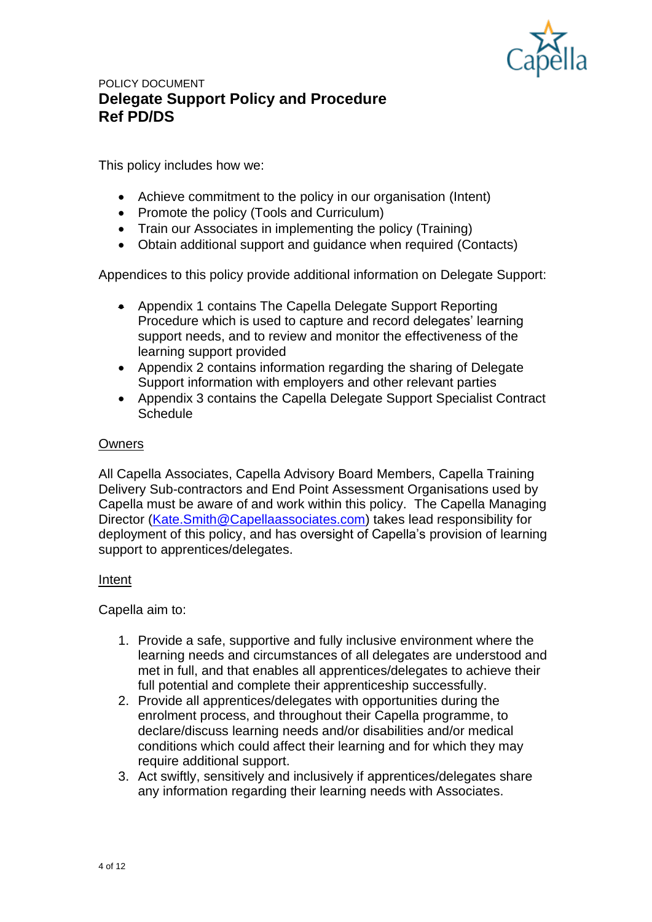POLICY DOCUMENT

# Delegate Support Policy and Procedure
# Ref PD/DS

This policy includes how we:

- Achieve commitment to the policy in our organisation (Intent)
- Promote the policy (Tools and Curriculum)
- Train our Associates in implementing the policy (Training)
- Obtain additional support and guidance when required (Contacts)

Appendices to this policy provide additional information on Delegate Support:

- Appendix 1 contains The Capella Delegate Support Reporting Procedure which is used to capture and record delegates' learning support needs, and to review and monitor the effectiveness of the learning support provided
- Appendix 2 contains information regarding the sharing of Delegate Support information with employers and other relevant parties
- Appendix 3 contains the Capella Delegate Support Specialist Contract Schedule

## Owners

All Capella Associates, Capella Advisory Board Members, Capella Training Delivery Sub-contractors and End Point Assessment Organisations used by Capella must be aware of and work within this policy. The Capella Managing Director (Kate.Smith@Capellaassociates.com) takes lead responsibility for deployment of this policy, and has oversight of Capella's provision of learning support to apprentices/delegates.

## Intent

Capella aim to:

1. Provide a safe, supportive and fully inclusive environment where the learning needs and circumstances of all delegates are understood and met in full, and that enables all apprentices/delegates to achieve their full potential and complete their apprenticeship successfully.
2. Provide all apprentices/delegates with opportunities during the enrolment process, and throughout their Capella programme, to declare/discuss learning needs and/or disabilities and/or medical conditions which could affect their learning and for which they may require additional support.
3. Act swiftly, sensitively and inclusively if apprentices/delegates share any information regarding their learning needs with Associates.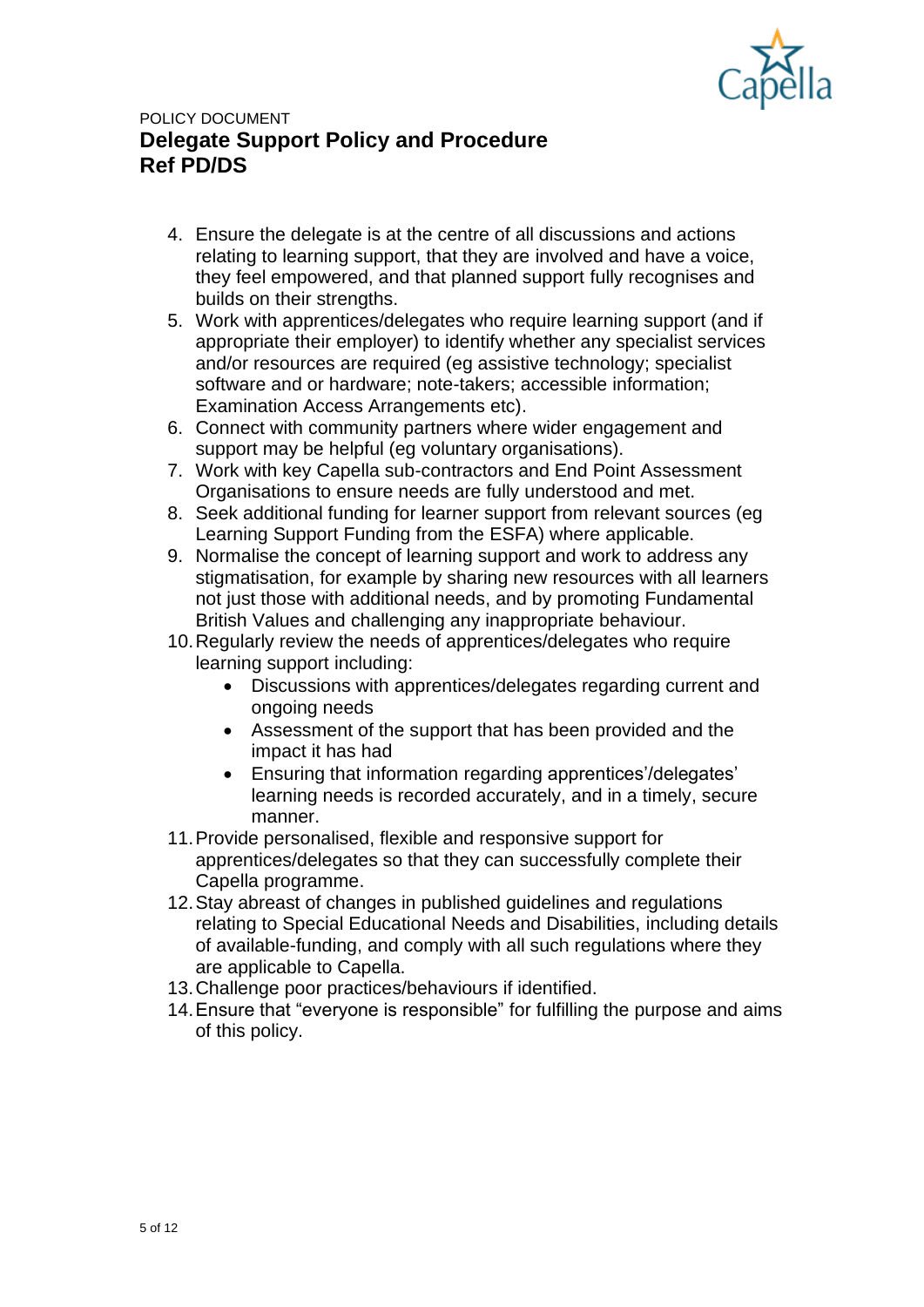4. Ensure the delegate is at the centre of all discussions and actions relating to learning support, that they are involved and have a voice, they feel empowered, and that planned support fully recognises and builds on their strengths.
5. Work with apprentices/delegates who require learning support (and if appropriate their employer) to identify whether any specialist services and/or resources are required (eg assistive technology; specialist software and or hardware; note-takers; accessible information; Examination Access Arrangements etc).
6. Connect with community partners where wider engagement and support may be helpful (eg voluntary organisations).
7. Work with key Capella sub-contractors and End Point Assessment Organisations to ensure needs are fully understood and met.
8. Seek additional funding for learner support from relevant sources (eg Learning Support Funding from the ESFA) where applicable.
9. Normalise the concept of learning support and work to address any stigmatisation, for example by sharing new resources with all learners not just those with additional needs, and by promoting Fundamental British Values and challenging any inappropriate behaviour.
10. Regularly review the needs of apprentices/delegates who require learning support including:
    - Discussions with apprentices/delegates regarding current and ongoing needs
    - Assessment of the support that has been provided and the impact it has had
    - Ensuring that information regarding apprentices'/delegates' learning needs is recorded accurately, and in a timely, secure manner.
11. Provide personalised, flexible and responsive support for apprentices/delegates so that they can successfully complete their Capella programme.
12. Stay abreast of changes in published guidelines and regulations relating to Special Educational Needs and Disabilities, including details of available-funding, and comply with all such regulations where they are applicable to Capella.
13. Challenge poor practices/behaviours if identified.
14. Ensure that "everyone is responsible" for fulfilling the purpose and aims of this policy.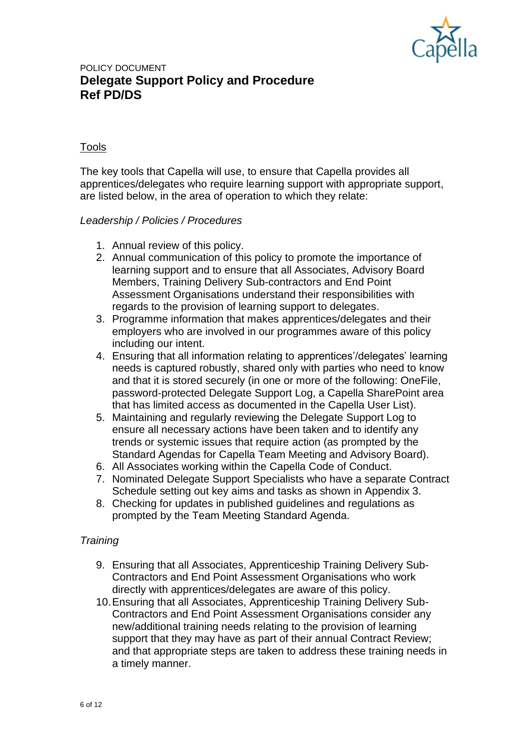POLICY DOCUMENT

**Delegate Support Policy and Procedure**
**Ref PD/DS**

## Tools

The key tools that Capella will use, to ensure that Capella provides all apprentices/delegates who require learning support with appropriate support, are listed below, in the area of operation to which they relate:

*Leadership / Policies / Procedures*

1. Annual review of this policy.
2. Annual communication of this policy to promote the importance of learning support and to ensure that all Associates, Advisory Board Members, Training Delivery Sub-contractors and End Point Assessment Organisations understand their responsibilities with regards to the provision of learning support to delegates.
3. Programme information that makes apprentices/delegates and their employers who are involved in our programmes aware of this policy including our intent.
4. Ensuring that all information relating to apprentices'/delegates' learning needs is captured robustly, shared only with parties who need to know and that it is stored securely (in one or more of the following: OneFile, password-protected Delegate Support Log, a Capella SharePoint area that has limited access as documented in the Capella User List).
5. Maintaining and regularly reviewing the Delegate Support Log to ensure all necessary actions have been taken and to identify any trends or systemic issues that require action (as prompted by the Standard Agendas for Capella Team Meeting and Advisory Board).
6. All Associates working within the Capella Code of Conduct.
7. Nominated Delegate Support Specialists who have a separate Contract Schedule setting out key aims and tasks as shown in Appendix 3.
8. Checking for updates in published guidelines and regulations as prompted by the Team Meeting Standard Agenda.

*Training*

9. Ensuring that all Associates, Apprenticeship Training Delivery Sub-Contractors and End Point Assessment Organisations who work directly with apprentices/delegates are aware of this policy.
10. Ensuring that all Associates, Apprenticeship Training Delivery Sub-Contractors and End Point Assessment Organisations consider any new/additional training needs relating to the provision of learning support that they may have as part of their annual Contract Review; and that appropriate steps are taken to address these training needs in a timely manner.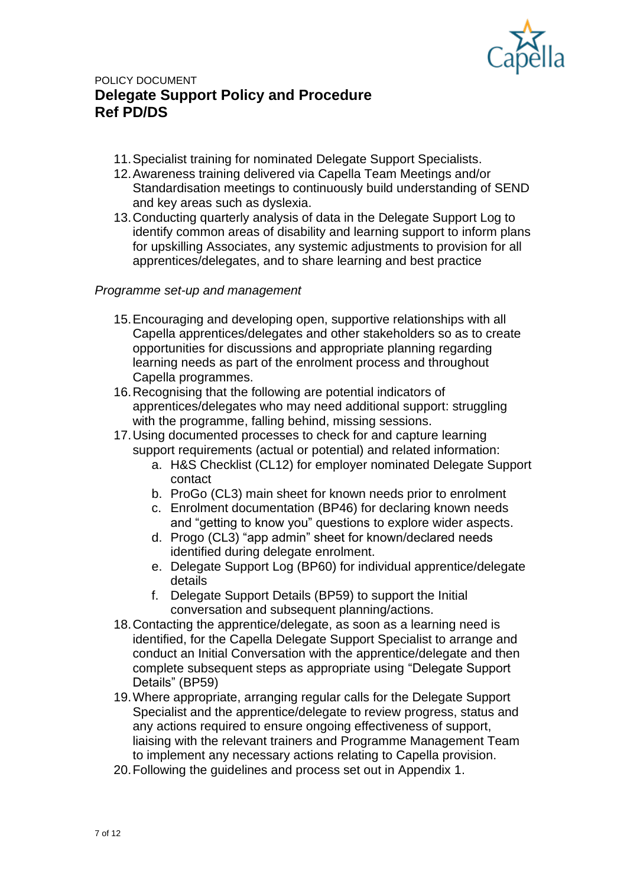POLICY DOCUMENT

**Delegate Support Policy and Procedure**
**Ref PD/DS**

11. Specialist training for nominated Delegate Support Specialists.
12. Awareness training delivered via Capella Team Meetings and/or Standardisation meetings to continuously build understanding of SEND and key areas such as dyslexia.
13. Conducting quarterly analysis of data in the Delegate Support Log to identify common areas of disability and learning support to inform plans for upskilling Associates, any systemic adjustments to provision for all apprentices/delegates, and to share learning and best practice

*Programme set-up and management*

15. Encouraging and developing open, supportive relationships with all Capella apprentices/delegates and other stakeholders so as to create opportunities for discussions and appropriate planning regarding learning needs as part of the enrolment process and throughout Capella programmes.
16. Recognising that the following are potential indicators of apprentices/delegates who may need additional support: struggling with the programme, falling behind, missing sessions.
17. Using documented processes to check for and capture learning support requirements (actual or potential) and related information:
    a. H&S Checklist (CL12) for employer nominated Delegate Support contact
    b. ProGo (CL3) main sheet for known needs prior to enrolment
    c. Enrolment documentation (BP46) for declaring known needs and "getting to know you" questions to explore wider aspects.
    d. Progo (CL3) "app admin" sheet for known/declared needs identified during delegate enrolment.
    e. Delegate Support Log (BP60) for individual apprentice/delegate details
    f. Delegate Support Details (BP59) to support the Initial conversation and subsequent planning/actions.
18. Contacting the apprentice/delegate, as soon as a learning need is identified, for the Capella Delegate Support Specialist to arrange and conduct an Initial Conversation with the apprentice/delegate and then complete subsequent steps as appropriate using "Delegate Support Details" (BP59)
19. Where appropriate, arranging regular calls for the Delegate Support Specialist and the apprentice/delegate to review progress, status and any actions required to ensure ongoing effectiveness of support, liaising with the relevant trainers and Programme Management Team to implement any necessary actions relating to Capella provision.
20. Following the guidelines and process set out in Appendix 1.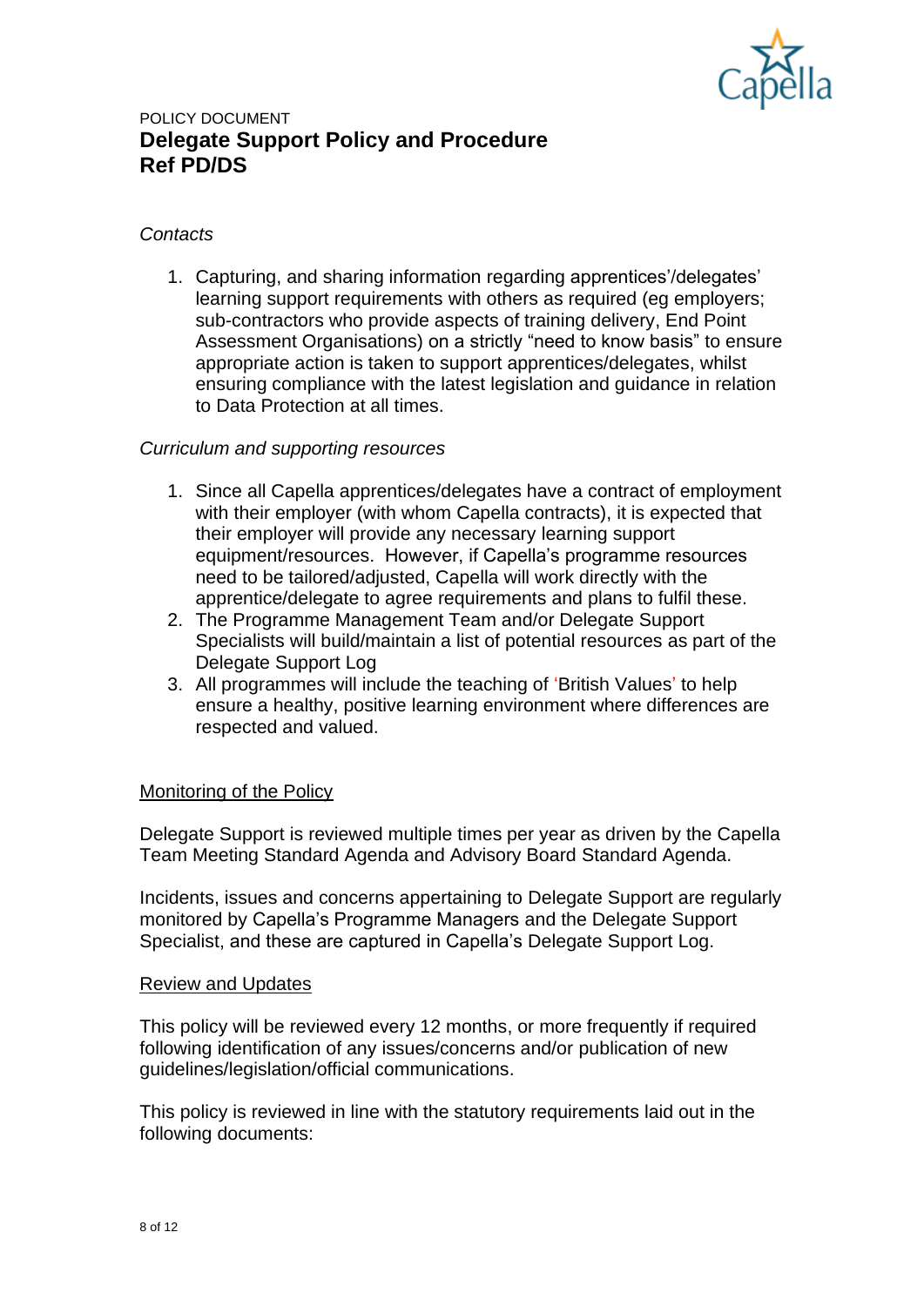POLICY DOCUMENT

# Delegate Support Policy and Procedure
# Ref PD/DS

*Contacts*

1. Capturing, and sharing information regarding apprentices'/delegates' learning support requirements with others as required (eg employers; sub-contractors who provide aspects of training delivery, End Point Assessment Organisations) on a strictly "need to know basis" to ensure appropriate action is taken to support apprentices/delegates, whilst ensuring compliance with the latest legislation and guidance in relation to Data Protection at all times.

*Curriculum and supporting resources*

1. Since all Capella apprentices/delegates have a contract of employment with their employer (with whom Capella contracts), it is expected that their employer will provide any necessary learning support equipment/resources. However, if Capella's programme resources need to be tailored/adjusted, Capella will work directly with the apprentice/delegate to agree requirements and plans to fulfil these.
2. The Programme Management Team and/or Delegate Support Specialists will build/maintain a list of potential resources as part of the Delegate Support Log
3. All programmes will include the teaching of 'British Values' to help ensure a healthy, positive learning environment where differences are respected and valued.

## Monitoring of the Policy

Delegate Support is reviewed multiple times per year as driven by the Capella Team Meeting Standard Agenda and Advisory Board Standard Agenda.

Incidents, issues and concerns appertaining to Delegate Support are regularly monitored by Capella's Programme Managers and the Delegate Support Specialist, and these are captured in Capella's Delegate Support Log.

## Review and Updates

This policy will be reviewed every 12 months, or more frequently if required following identification of any issues/concerns and/or publication of new guidelines/legislation/official communications.

This policy is reviewed in line with the statutory requirements laid out in the following documents: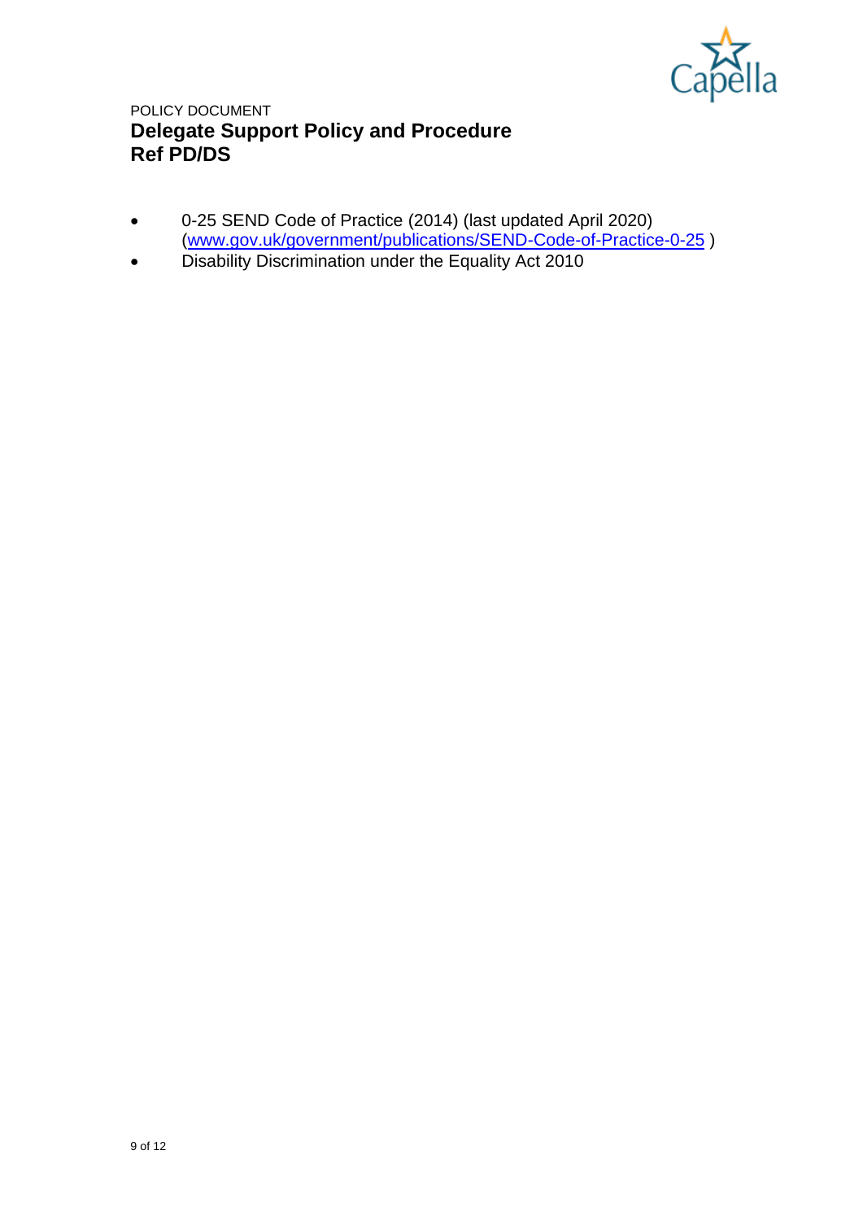- 0-25 SEND Code of Practice (2014) (last updated April 2020) (www.gov.uk/government/publications/SEND-Code-of-Practice-0-25 )
- Disability Discrimination under the Equality Act 2010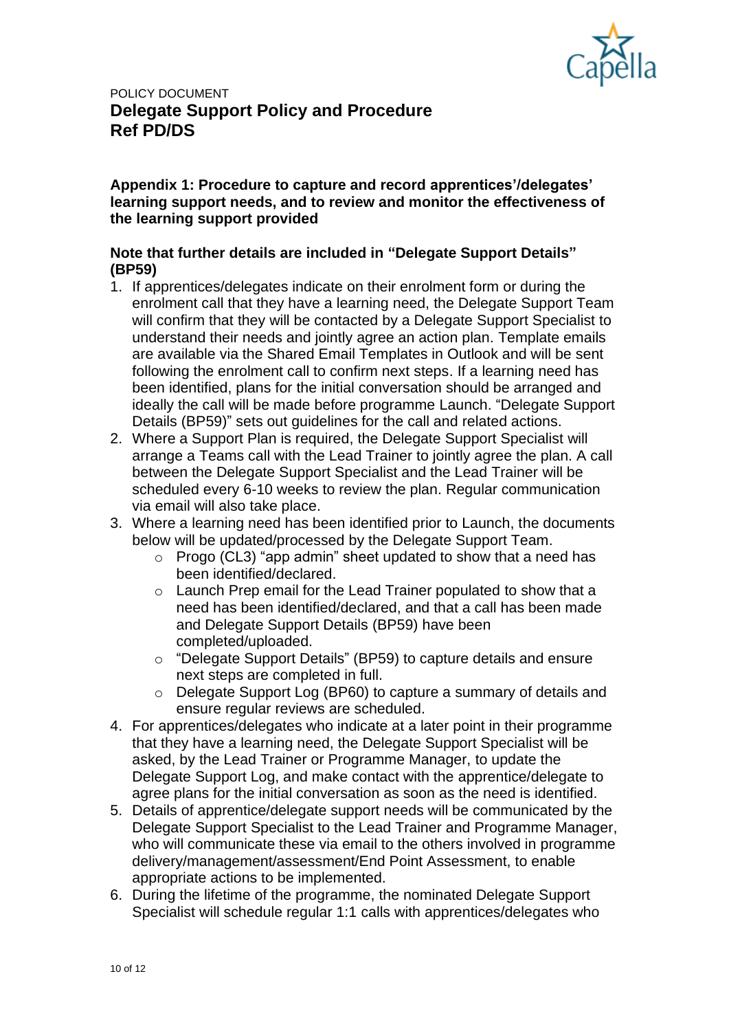POLICY DOCUMENT

**Delegate Support Policy and Procedure**
**Ref PD/DS**

**Appendix 1: Procedure to capture and record apprentices'/delegates' learning support needs, and to review and monitor the effectiveness of the learning support provided**

**Note that further details are included in "Delegate Support Details" (BP59)**

1. If apprentices/delegates indicate on their enrolment form or during the enrolment call that they have a learning need, the Delegate Support Team will confirm that they will be contacted by a Delegate Support Specialist to understand their needs and jointly agree an action plan. Template emails are available via the Shared Email Templates in Outlook and will be sent following the enrolment call to confirm next steps. If a learning need has been identified, plans for the initial conversation should be arranged and ideally the call will be made before programme Launch. "Delegate Support Details (BP59)" sets out guidelines for the call and related actions.
2. Where a Support Plan is required, the Delegate Support Specialist will arrange a Teams call with the Lead Trainer to jointly agree the plan. A call between the Delegate Support Specialist and the Lead Trainer will be scheduled every 6-10 weeks to review the plan. Regular communication via email will also take place.
3. Where a learning need has been identified prior to Launch, the documents below will be updated/processed by the Delegate Support Team.
    - Progo (CL3) "app admin" sheet updated to show that a need has been identified/declared.
    - Launch Prep email for the Lead Trainer populated to show that a need has been identified/declared, and that a call has been made and Delegate Support Details (BP59) have been completed/uploaded.
    - "Delegate Support Details" (BP59) to capture details and ensure next steps are completed in full.
    - Delegate Support Log (BP60) to capture a summary of details and ensure regular reviews are scheduled.
4. For apprentices/delegates who indicate at a later point in their programme that they have a learning need, the Delegate Support Specialist will be asked, by the Lead Trainer or Programme Manager, to update the Delegate Support Log, and make contact with the apprentice/delegate to agree plans for the initial conversation as soon as the need is identified.
5. Details of apprentice/delegate support needs will be communicated by the Delegate Support Specialist to the Lead Trainer and Programme Manager, who will communicate these via email to the others involved in programme delivery/management/assessment/End Point Assessment, to enable appropriate actions to be implemented.
6. During the lifetime of the programme, the nominated Delegate Support Specialist will schedule regular 1:1 calls with apprentices/delegates who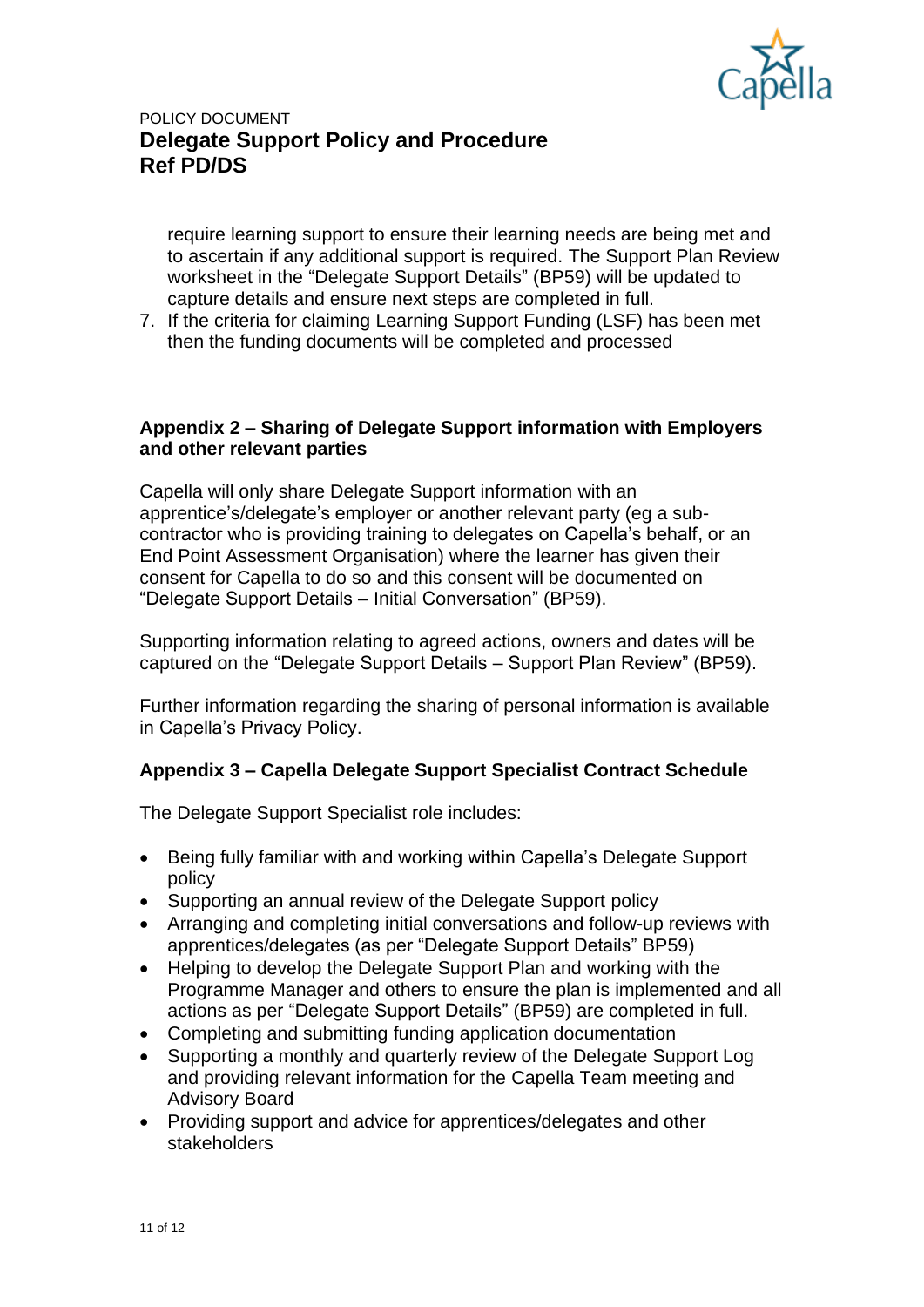require learning support to ensure their learning needs are being met and to ascertain if any additional support is required. The Support Plan Review worksheet in the "Delegate Support Details" (BP59) will be updated to capture details and ensure next steps are completed in full.

7. If the criteria for claiming Learning Support Funding (LSF) has been met then the funding documents will be completed and processed

## Appendix 2 – Sharing of Delegate Support information with Employers and other relevant parties

Capella will only share Delegate Support information with an apprentice's/delegate's employer or another relevant party (eg a sub-contractor who is providing training to delegates on Capella's behalf, or an End Point Assessment Organisation) where the learner has given their consent for Capella to do so and this consent will be documented on "Delegate Support Details – Initial Conversation" (BP59).

Supporting information relating to agreed actions, owners and dates will be captured on the "Delegate Support Details – Support Plan Review" (BP59).

Further information regarding the sharing of personal information is available in Capella's Privacy Policy.

## Appendix 3 – Capella Delegate Support Specialist Contract Schedule

The Delegate Support Specialist role includes:

- Being fully familiar with and working within Capella's Delegate Support policy
- Supporting an annual review of the Delegate Support policy
- Arranging and completing initial conversations and follow-up reviews with apprentices/delegates (as per "Delegate Support Details" BP59)
- Helping to develop the Delegate Support Plan and working with the Programme Manager and others to ensure the plan is implemented and all actions as per "Delegate Support Details" (BP59) are completed in full.
- Completing and submitting funding application documentation
- Supporting a monthly and quarterly review of the Delegate Support Log and providing relevant information for the Capella Team meeting and Advisory Board
- Providing support and advice for apprentices/delegates and other stakeholders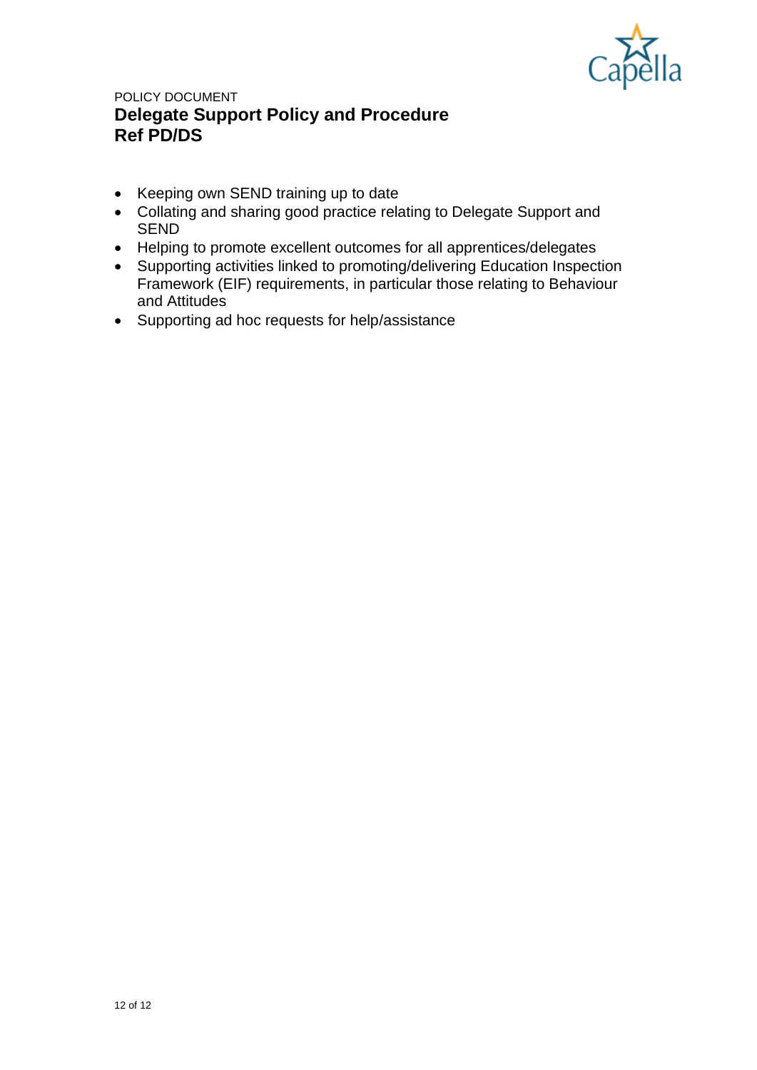- Keeping own SEND training up to date
- Collating and sharing good practice relating to Delegate Support and SEND
- Helping to promote excellent outcomes for all apprentices/delegates
- Supporting activities linked to promoting/delivering Education Inspection Framework (EIF) requirements, in particular those relating to Behaviour and Attitudes
- Supporting ad hoc requests for help/assistance